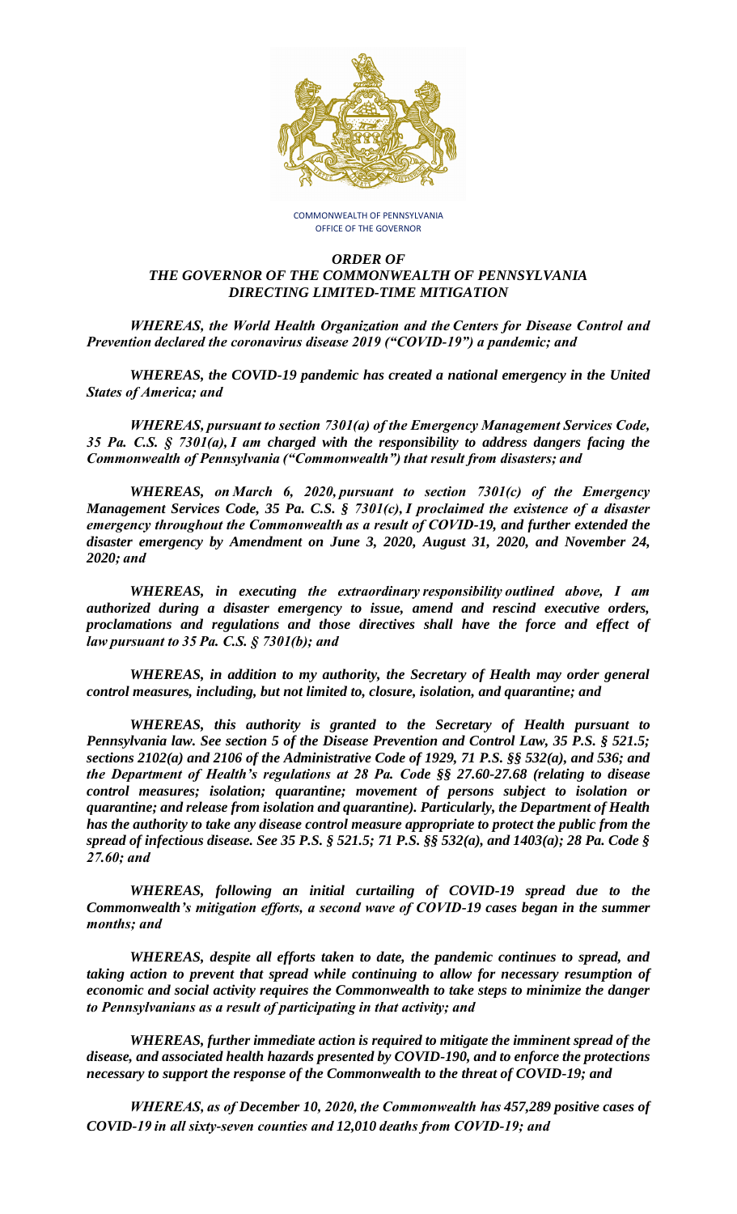COMMONWEALTH OF PENNSYLVANIA
OFFICE OF THE GOVERNOR

# *ORDER OF THE GOVERNOR OF THE COMMONWEALTH OF PENNSYLVANIA DIRECTING LIMITED-TIME MITIGATION*

***WHEREAS, the World Health Organization and the Centers for Disease Control and Prevention declared the coronavirus disease 2019 ("COVID-19") a pandemic; and***

***WHEREAS, the COVID-19 pandemic has created a national emergency in the United States of America; and***

***WHEREAS, pursuant to section 7301(a) of the Emergency Management Services Code, 35 Pa. C.S. § 7301(a), I am charged with the responsibility to address dangers facing the Commonwealth of Pennsylvania ("Commonwealth") that result from disasters; and***

***WHEREAS, on March 6, 2020, pursuant to section 7301(c) of the Emergency Management Services Code, 35 Pa. C.S. § 7301(c), I proclaimed the existence of a disaster emergency throughout the Commonwealth as a result of COVID-19, and further extended the disaster emergency by Amendment on June 3, 2020, August 31, 2020, and November 24, 2020; and***

***WHEREAS, in executing the extraordinary responsibility outlined above, I am authorized during a disaster emergency to issue, amend and rescind executive orders, proclamations and regulations and those directives shall have the force and effect of law pursuant to 35 Pa. C.S. § 7301(b); and***

***WHEREAS, in addition to my authority, the Secretary of Health may order general control measures, including, but not limited to, closure, isolation, and quarantine; and***

***WHEREAS, this authority is granted to the Secretary of Health pursuant to Pennsylvania law. See section 5 of the Disease Prevention and Control Law, 35 P.S. § 521.5; sections 2102(a) and 2106 of the Administrative Code of 1929, 71 P.S. §§ 532(a), and 536; and the Department of Health's regulations at 28 Pa. Code §§ 27.60-27.68 (relating to disease control measures; isolation; quarantine; movement of persons subject to isolation or quarantine; and release from isolation and quarantine). Particularly, the Department of Health has the authority to take any disease control measure appropriate to protect the public from the spread of infectious disease. See 35 P.S. § 521.5; 71 P.S. §§ 532(a), and 1403(a); 28 Pa. Code § 27.60; and***

***WHEREAS, following an initial curtailing of COVID-19 spread due to the Commonwealth's mitigation efforts, a second wave of COVID-19 cases began in the summer months; and***

***WHEREAS, despite all efforts taken to date, the pandemic continues to spread, and taking action to prevent that spread while continuing to allow for necessary resumption of economic and social activity requires the Commonwealth to take steps to minimize the danger to Pennsylvanians as a result of participating in that activity; and***

***WHEREAS, further immediate action is required to mitigate the imminent spread of the disease, and associated health hazards presented by COVID-190, and to enforce the protections necessary to support the response of the Commonwealth to the threat of COVID-19; and***

***WHEREAS, as of December 10, 2020, the Commonwealth has 457,289 positive cases of COVID-19 in all sixty-seven counties and 12,010 deaths from COVID-19; and***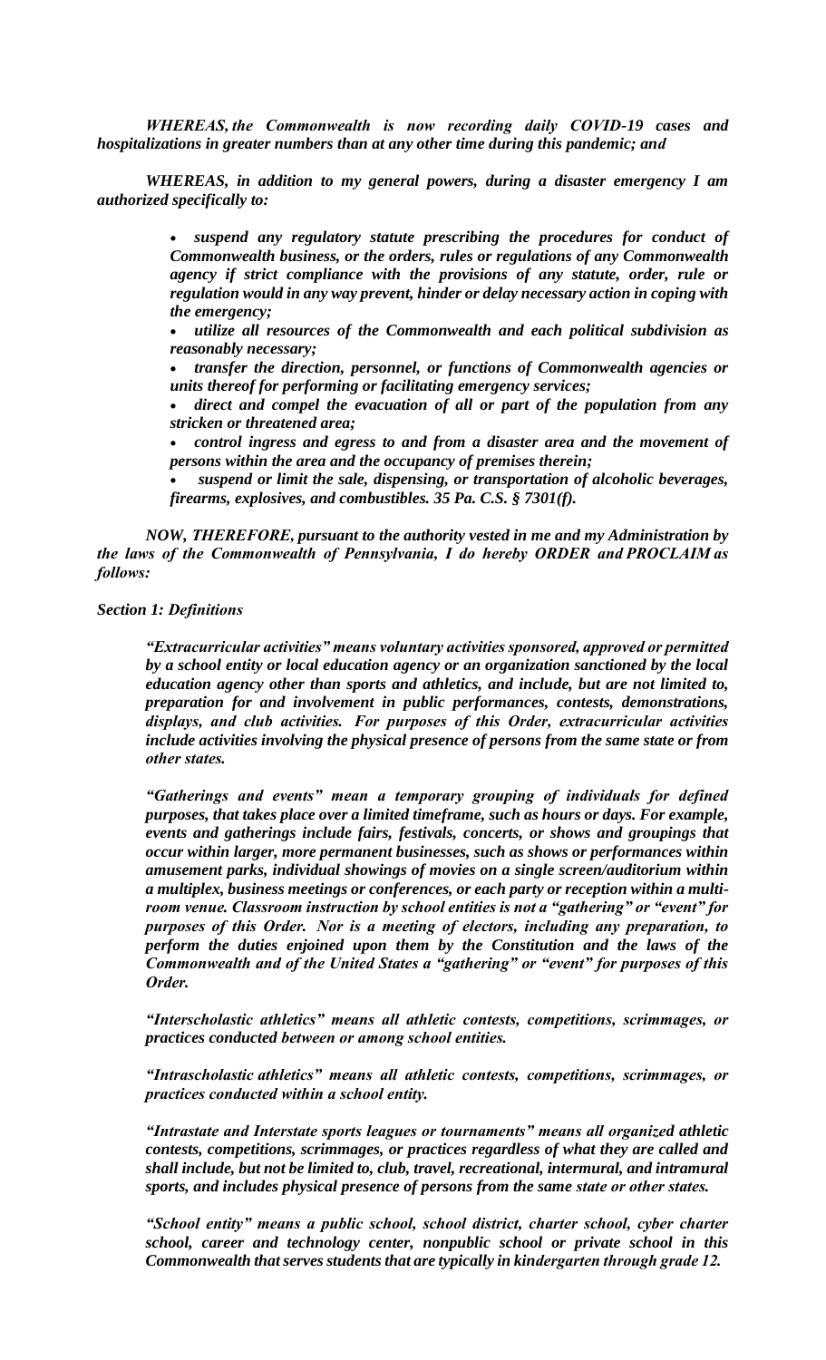*WHEREAS, the Commonwealth is now recording daily COVID-19 cases and hospitalizations in greater numbers than at any other time during this pandemic; and*

*WHEREAS, in addition to my general powers, during a disaster emergency I am authorized specifically to:*

- ***suspend any regulatory statute prescribing the procedures for conduct of Commonwealth business, or the orders, rules or regulations of any Commonwealth agency if strict compliance with the provisions of any statute, order, rule or regulation would in any way prevent, hinder or delay necessary action in coping with the emergency;***
- ***utilize all resources of the Commonwealth and each political subdivision as reasonably necessary;***
- ***transfer the direction, personnel, or functions of Commonwealth agencies or units thereof for performing or facilitating emergency services;***
- ***direct and compel the evacuation of all or part of the population from any stricken or threatened area;***
- ***control ingress and egress to and from a disaster area and the movement of persons within the area and the occupancy of premises therein;***
- ***suspend or limit the sale, dispensing, or transportation of alcoholic beverages, firearms, explosives, and combustibles. 35 Pa. C.S. § 7301(f).***

*NOW, THEREFORE, pursuant to the authority vested in me and my Administration by the laws of the Commonwealth of Pennsylvania, I do hereby **ORDER** and **PROCLAIM** as follows:*

***Section 1: Definitions***

***"Extracurricular activities" means voluntary activities sponsored, approved or permitted by a school entity or local education agency or an organization sanctioned by the local education agency other than sports and athletics, and include, but are not limited to, preparation for and involvement in public performances, contests, demonstrations, displays, and club activities. For purposes of this Order, extracurricular activities include activities involving the physical presence of persons from the same state or from other states.***

***"Gatherings and events" mean a temporary grouping of individuals for defined purposes, that takes place over a limited timeframe, such as hours or days. For example, events and gatherings include fairs, festivals, concerts, or shows and groupings that occur within larger, more permanent businesses, such as shows or performances within amusement parks, individual showings of movies on a single screen/auditorium within a multiplex, business meetings or conferences, or each party or reception within a multi-room venue. Classroom instruction by school entities is not a "gathering" or "event" for purposes of this Order. Nor is a meeting of electors, including any preparation, to perform the duties enjoined upon them by the Constitution and the laws of the Commonwealth and of the United States a "gathering" or "event" for purposes of this Order.***

***"Interscholastic athletics" means all athletic contests, competitions, scrimmages, or practices conducted between or among school entities.***

***"Intrascholastic athletics" means all athletic contests, competitions, scrimmages, or practices conducted within a school entity.***

***"Intrastate and Interstate sports leagues or tournaments" means all organized athletic contests, competitions, scrimmages, or practices regardless of what they are called and shall include, but not be limited to, club, travel, recreational, intermural, and intramural sports, and includes physical presence of persons from the same state or other states.***

***"School entity" means a public school, school district, charter school, cyber charter school, career and technology center, nonpublic school or private school in this Commonwealth that serves students that are typically in kindergarten through grade 12.***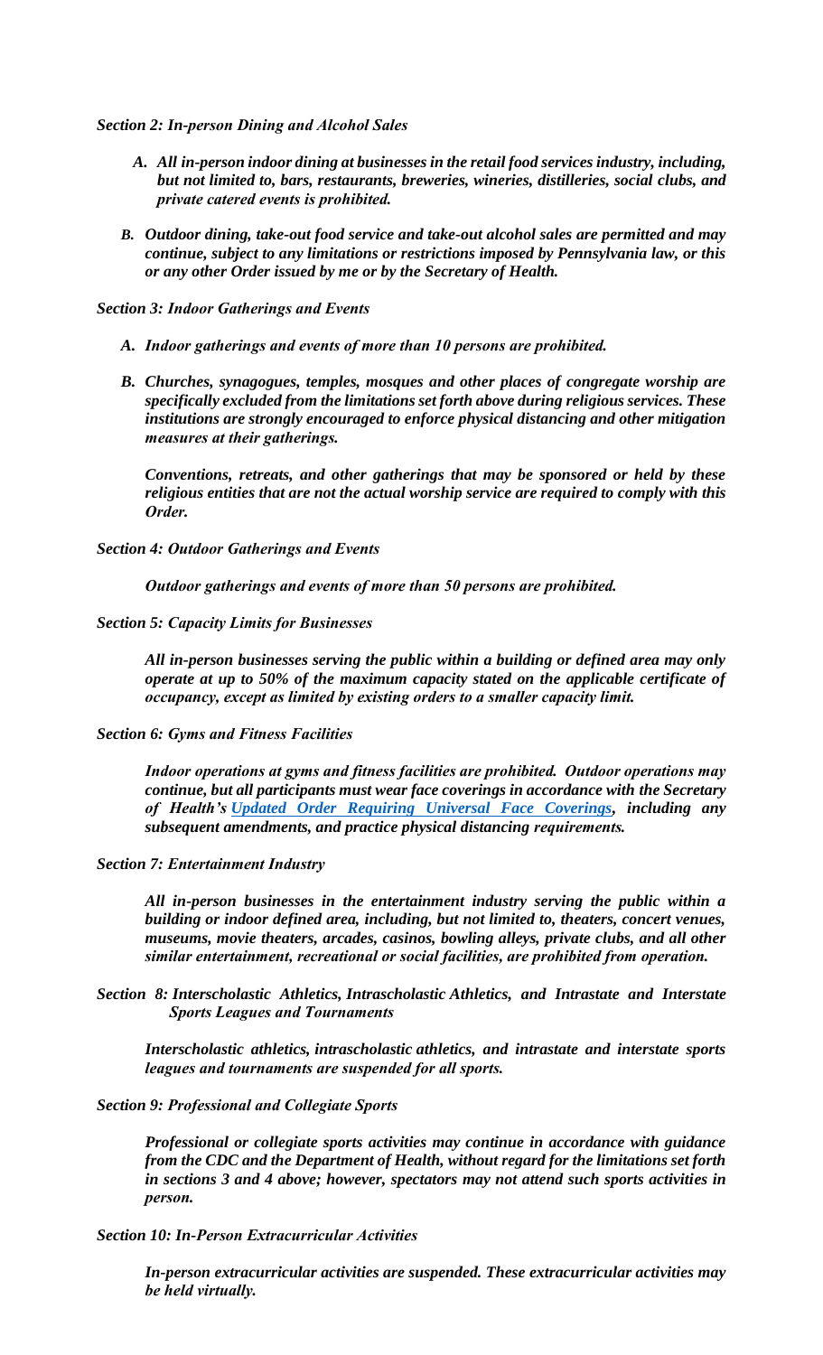***Section 2: In-person Dining and Alcohol Sales***

- ***A. All in-person indoor dining at businesses in the retail food services industry, including, but not limited to, bars, restaurants, breweries, wineries, distilleries, social clubs, and private catered events is prohibited.***

- ***B. Outdoor dining, take-out food service and take-out alcohol sales are permitted and may continue, subject to any limitations or restrictions imposed by Pennsylvania law, or this or any other Order issued by me or by the Secretary of Health.***

***Section 3: Indoor Gatherings and Events***

- ***A. Indoor gatherings and events of more than 10 persons are prohibited.***

- ***B. Churches, synagogues, temples, mosques and other places of congregate worship are specifically excluded from the limitations set forth above during religious services. These institutions are strongly encouraged to enforce physical distancing and other mitigation measures at their gatherings.***

  ***Conventions, retreats, and other gatherings that may be sponsored or held by these religious entities that are not the actual worship service are required to comply with this Order.***

***Section 4: Outdoor Gatherings and Events***

***Outdoor gatherings and events of more than 50 persons are prohibited.***

***Section 5: Capacity Limits for Businesses***

***All in-person businesses serving the public within a building or defined area may only operate at up to 50% of the maximum capacity stated on the applicable certificate of occupancy, except as limited by existing orders to a smaller capacity limit.***

***Section 6: Gyms and Fitness Facilities***

***Indoor operations at gyms and fitness facilities are prohibited. Outdoor operations may continue, but all participants must wear face coverings in accordance with the Secretary of Health's Updated Order Requiring Universal Face Coverings, including any subsequent amendments, and practice physical distancing requirements.***

***Section 7: Entertainment Industry***

***All in-person businesses in the entertainment industry serving the public within a building or indoor defined area, including, but not limited to, theaters, concert venues, museums, movie theaters, arcades, casinos, bowling alleys, private clubs, and all other similar entertainment, recreational or social facilities, are prohibited from operation.***

***Section 8: Interscholastic Athletics, Intrascholastic Athletics, and Intrastate and Interstate Sports Leagues and Tournaments***

***Interscholastic athletics, intrascholastic athletics, and intrastate and interstate sports leagues and tournaments are suspended for all sports.***

***Section 9: Professional and Collegiate Sports***

***Professional or collegiate sports activities may continue in accordance with guidance from the CDC and the Department of Health, without regard for the limitations set forth in sections 3 and 4 above; however, spectators may not attend such sports activities in person.***

***Section 10: In-Person Extracurricular Activities***

***In-person extracurricular activities are suspended. These extracurricular activities may be held virtually.***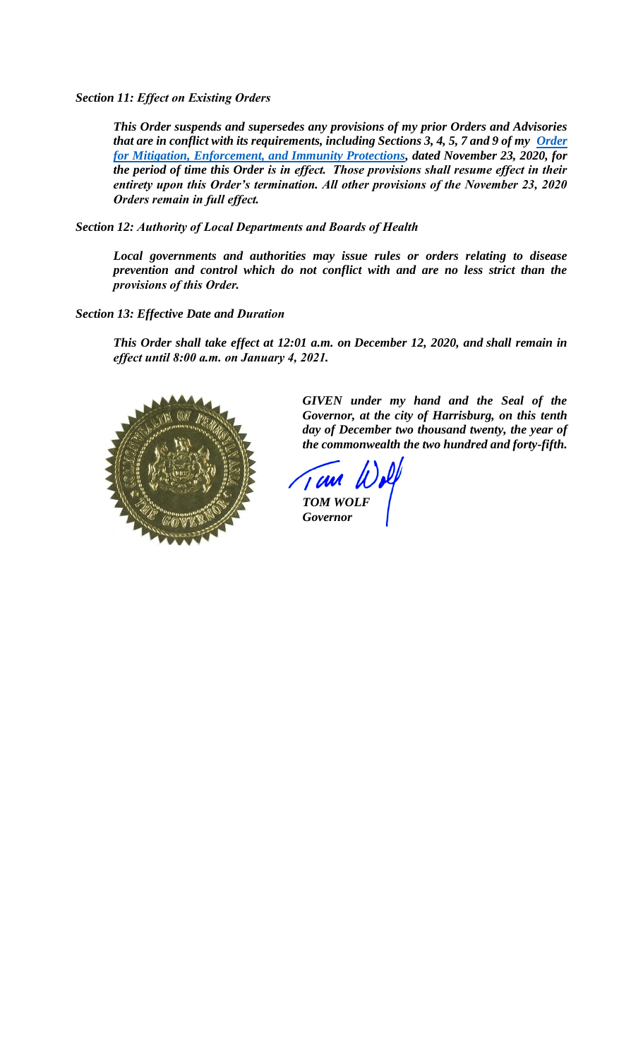***Section 11: Effect on Existing Orders***

***This Order suspends and supersedes any provisions of my prior Orders and Advisories that are in conflict with its requirements, including Sections 3, 4, 5, 7 and 9 of my Order for Mitigation, Enforcement, and Immunity Protections, dated November 23, 2020, for the period of time this Order is in effect. Those provisions shall resume effect in their entirety upon this Order's termination. All other provisions of the November 23, 2020 Orders remain in full effect.***

***Section 12: Authority of Local Departments and Boards of Health***

***Local governments and authorities may issue rules or orders relating to disease prevention and control which do not conflict with and are no less strict than the provisions of this Order.***

***Section 13: Effective Date and Duration***

***This Order shall take effect at 12:01 a.m. on December 12, 2020, and shall remain in effect until 8:00 a.m. on January 4, 2021.***

***GIVEN under my hand and the Seal of the Governor, at the city of Harrisburg, on this tenth day of December two thousand twenty, the year of the commonwealth the two hundred and forty-fifth.***

***TOM WOLF***
***Governor***